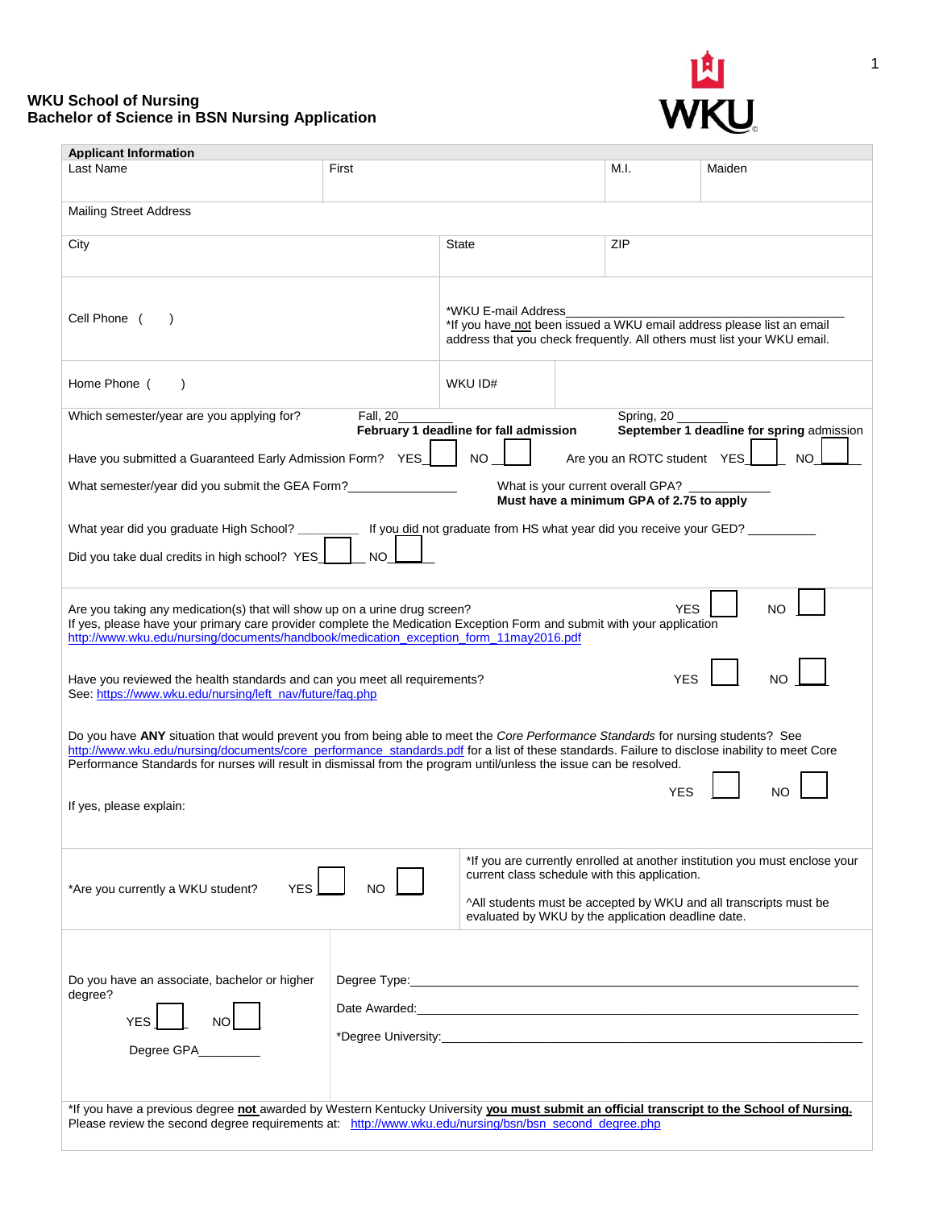**WKU School of Nursing**
**Bachelor of Science in BSN Nursing Application**

**Applicant Information**

| Last Name | First | M.I. | Maiden |
|---|---|---|---|
| Mailing Street Address | | | |

| City | State | ZIP |
|---|---|---|

| Cell Phone ( ) | *WKU E-mail Address_______________________________ *If you have not been issued a WKU email address please list an email address that you check frequently. All others must list your WKU email. |
|---|---|
| Home Phone ( ) | WKU ID# |

Which semester/year are you applying for? Fall, 20________ **February 1 deadline for fall admission** Spring, 20 ________ **September 1 deadline for spring admission**

Have you submitted a Guaranteed Early Admission Form? YES ☐ NO ☐ Are you an ROTC student YES ☐ NO ☐

What semester/year did you submit the GEA Form?________________ What is your current overall GPA? ___________ **Must have a minimum GPA of 2.75 to apply**

What year did you graduate High School? _________ If you did not graduate from HS what year did you receive your GED? __________

Did you take dual credits in high school? YES ☐ NO ☐

Are you taking any medication(s) that will show up on a urine drug screen? YES ☐ NO ☐
If yes, please have your primary care provider complete the Medication Exception Form and submit with your application
http://www.wku.edu/nursing/documents/handbook/medication_exception_form_11may2016.pdf

Have you reviewed the health standards and can you meet all requirements? YES ☐ NO ☐
See: https://www.wku.edu/nursing/left_nav/future/faq.php

Do you have **ANY** situation that would prevent you from being able to meet the *Core Performance Standards* for nursing students? See http://www.wku.edu/nursing/documents/core_performance_standards.pdf for a list of these standards. Failure to disclose inability to meet Core Performance Standards for nurses will result in dismissal from the program until/unless the issue can be resolved.

YES ☐ NO ☐

If yes, please explain:

*Are you currently a WKU student? YES ☐ NO ☐

*If you are currently enrolled at another institution you must enclose your current class schedule with this application.

^All students must be accepted by WKU and all transcripts must be evaluated by WKU by the application deadline date.

Do you have an associate, bachelor or higher degree?

YES ☐ NO ☐

Degree GPA_________

Degree Type:________________________________________________________________

Date Awarded:_______________________________________________________________

*Degree University:___________________________________________________________

*If you have a previous degree **not** awarded by Western Kentucky University **you must submit an official transcript to the School of Nursing.**
Please review the second degree requirements at: http://www.wku.edu/nursing/bsn/bsn_second_degree.php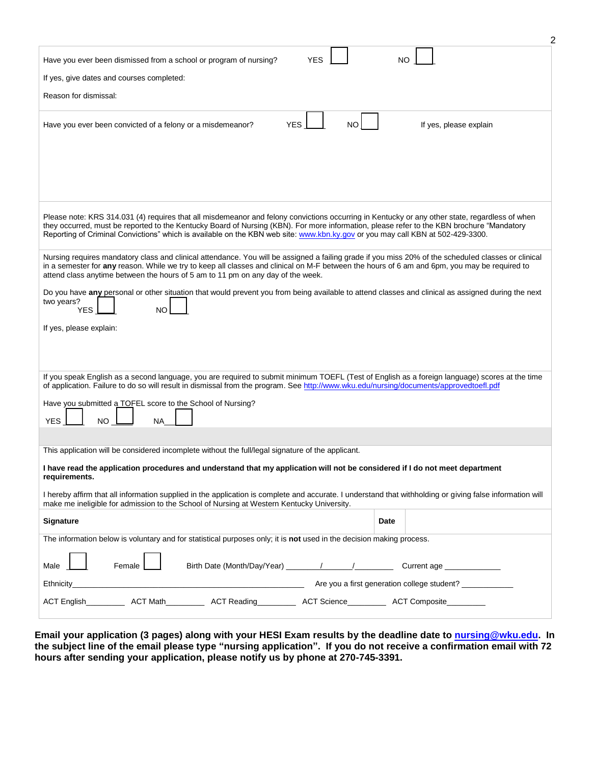Have you ever been dismissed from a school or program of nursing? YES ☐ NO ☐

If yes, give dates and courses completed:

Reason for dismissal:

Have you ever been convicted of a felony or a misdemeanor? YES ☐ NO ☐ If yes, please explain

Please note: KRS 314.031 (4) requires that all misdemeanor and felony convictions occurring in Kentucky or any other state, regardless of when they occurred, must be reported to the Kentucky Board of Nursing (KBN). For more information, please refer to the KBN brochure "Mandatory Reporting of Criminal Convictions" which is available on the KBN web site: www.kbn.ky.gov or you may call KBN at 502-429-3300.

Nursing requires mandatory class and clinical attendance. You will be assigned a failing grade if you miss 20% of the scheduled classes or clinical in a semester for **any** reason. While we try to keep all classes and clinical on M-F between the hours of 6 am and 6pm, you may be required to attend class anytime between the hours of 5 am to 11 pm on any day of the week.

Do you have **any** personal or other situation that would prevent you from being available to attend classes and clinical as assigned during the next two years?
YES ☐ NO ☐

If yes, please explain:

If you speak English as a second language, you are required to submit minimum TOEFL (Test of English as a foreign language) scores at the time of application. Failure to do so will result in dismissal from the program. See http://www.wku.edu/nursing/documents/approvedtoefl.pdf

Have you submitted a TOFEL score to the School of Nursing?

YES ☐ NO ☐ NA ☐

This application will be considered incomplete without the full/legal signature of the applicant.

**I have read the application procedures and understand that my application will not be considered if I do not meet department requirements.**

I hereby affirm that all information supplied in the application is complete and accurate. I understand that withholding or giving false information will make me ineligible for admission to the School of Nursing at Western Kentucky University.

| **Signature** | **Date** | |
|---|---|---|

The information below is voluntary and for statistical purposes only; it is **not** used in the decision making process.

Male ☐ Female ☐ Birth Date (Month/Day/Year) ________/______/________ Current age ____________

Ethnicity______________________________________________ Are you a first generation college student? ___________

ACT English________ ACT Math________ ACT Reading________ ACT Science________ ACT Composite________

**Email your application (3 pages) along with your HESI Exam results by the deadline date to nursing@wku.edu. In the subject line of the email please type "nursing application". If you do not receive a confirmation email with 72 hours after sending your application, please notify us by phone at 270-745-3391.**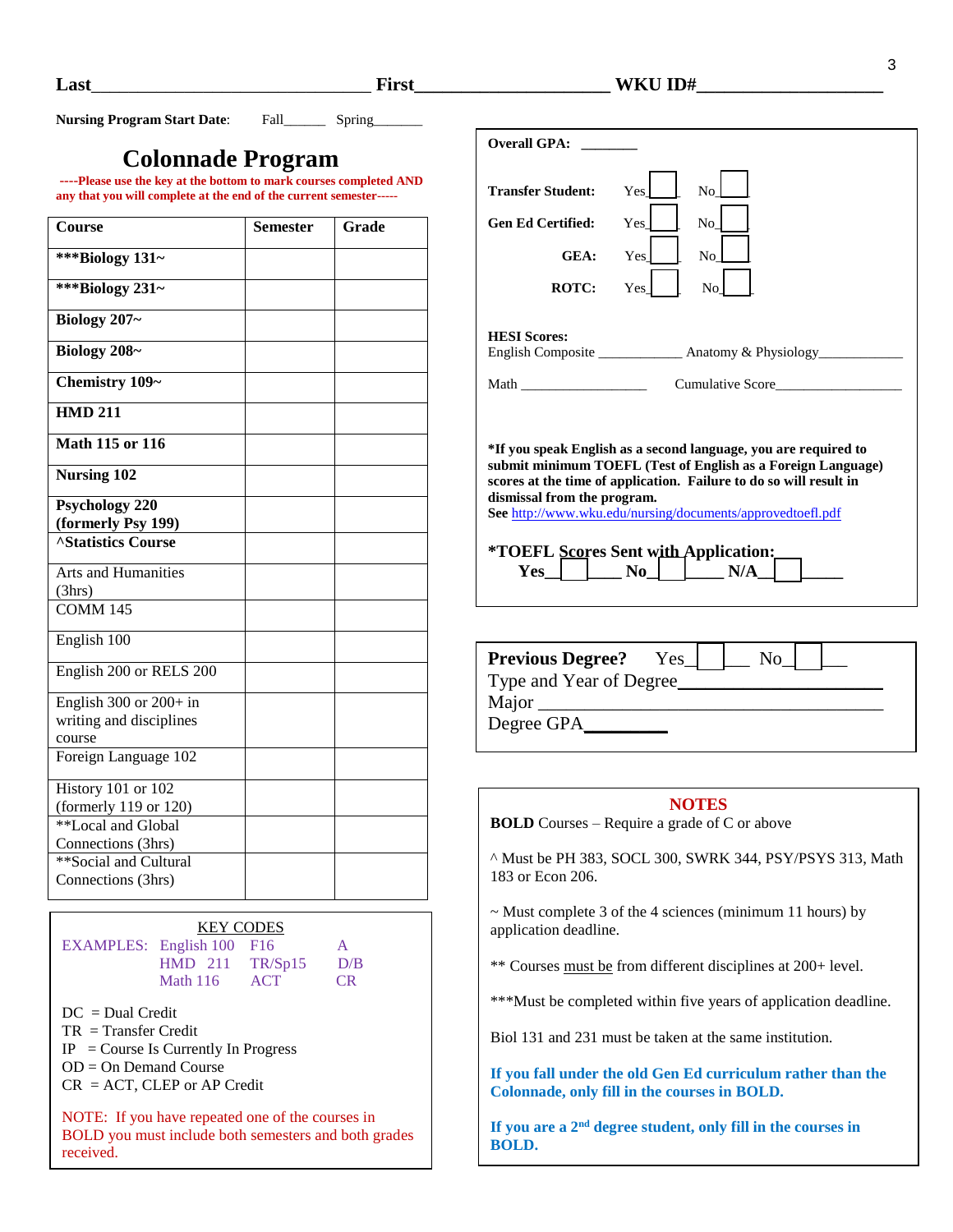**Last**______________________________ **First**_____________________ **WKU ID#**____________________

**Nursing Program Start Date**: Fall______ Spring_______

# Colonnade Program

----Please use the key at the bottom to mark courses completed AND any that you will complete at the end of the current semester-----

| Course | Semester | Grade |
|---|---|---|
| **\*\*\*Biology 131~** | | |
| **\*\*\*Biology 231~** | | |
| **Biology 207~** | | |
| **Biology 208~** | | |
| **Chemistry 109~** | | |
| **HMD 211** | | |
| **Math 115 or 116** | | |
| **Nursing 102** | | |
| **Psychology 220 (formerly Psy 199)** | | |
| **^Statistics Course** | | |
| Arts and Humanities (3hrs) | | |
| COMM 145 | | |
| English 100 | | |
| English 200 or RELS 200 | | |
| English 300 or 200+ in writing and disciplines course | | |
| Foreign Language 102 | | |
| History 101 or 102 (formerly 119 or 120) | | |
| \*\*Local and Global Connections (3hrs) | | |
| \*\*Social and Cultural Connections (3hrs) | | |

KEY CODES

| EXAMPLES: | | | |
|---|---|---|---|
| | English 100 | F16 | A |
| | HMD 211 | TR/Sp15 | D/B |
| | Math 116 | ACT | CR |

DC = Dual Credit
TR = Transfer Credit
IP = Course Is Currently In Progress
OD = On Demand Course
CR = ACT, CLEP or AP Credit

NOTE: If you have repeated one of the courses in BOLD you must include both semesters and both grades received.

**Overall GPA:** _______

**Transfer Student:** Yes____ No____

**Gen Ed Certified:** Yes____ No____

**GEA:** Yes____ No____

**ROTC:** Yes____ No____

**HESI Scores:**
English Composite ____________ Anatomy & Physiology____________

Math __________________ Cumulative Score__________________

**\*If you speak English as a second language, you are required to submit minimum TOEFL (Test of English as a Foreign Language) scores at the time of application. Failure to do so will result in dismissal from the program.**
**See** http://www.wku.edu/nursing/documents/approvedtoefl.pdf

**\*TOEFL Scores Sent with Application:**
**Yes**________ **No**________ **N/A**________

**Previous Degree?** Yes______ No______
Type and Year of Degree______________________
Major _____________________________________
Degree GPA_________

## NOTES

**BOLD** Courses – Require a grade of C or above

^ Must be PH 383, SOCL 300, SWRK 344, PSY/PSYS 313, Math 183 or Econ 206.

~ Must complete 3 of the 4 sciences (minimum 11 hours) by application deadline.

\*\* Courses must be from different disciplines at 200+ level.

\*\*\*Must be completed within five years of application deadline.

Biol 131 and 231 must be taken at the same institution.

**If you fall under the old Gen Ed curriculum rather than the Colonnade, only fill in the courses in BOLD.**

**If you are a 2nd degree student, only fill in the courses in BOLD.**